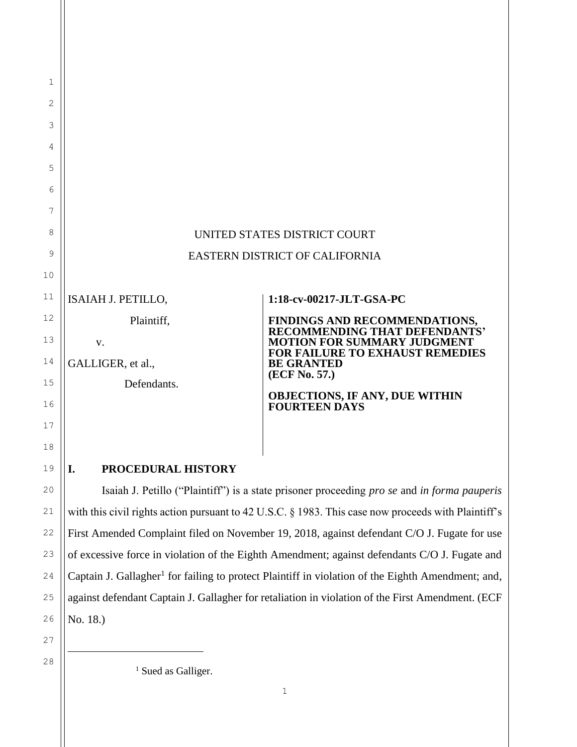UNITED STATES DISTRICT COURT

EASTERN DISTRICT OF CALIFORNIA

| | |
|---|---|
| ISAIAH J. PETILLO,<br><br>Plaintiff,<br><br>v.<br><br>GALLIGER, et al.,<br><br>Defendants. | **1:18-cv-00217-JLT-GSA-PC**<br><br>**FINDINGS AND RECOMMENDATIONS, RECOMMENDING THAT DEFENDANTS' MOTION FOR SUMMARY JUDGMENT FOR FAILURE TO EXHAUST REMEDIES BE GRANTED (ECF No. 57.)**<br><br>**OBJECTIONS, IF ANY, DUE WITHIN FOURTEEN DAYS** |

## I. PROCEDURAL HISTORY

Isaiah J. Petillo ("Plaintiff") is a state prisoner proceeding *pro se* and *in forma pauperis* with this civil rights action pursuant to 42 U.S.C. § 1983. This case now proceeds with Plaintiff's First Amended Complaint filed on November 19, 2018, against defendant C/O J. Fugate for use of excessive force in violation of the Eighth Amendment; against defendants C/O J. Fugate and Captain J. Gallagher[1] for failing to protect Plaintiff in violation of the Eighth Amendment; and, against defendant Captain J. Gallagher for retaliation in violation of the First Amendment. (ECF No. 18.)

---

[1] Sued as Galliger.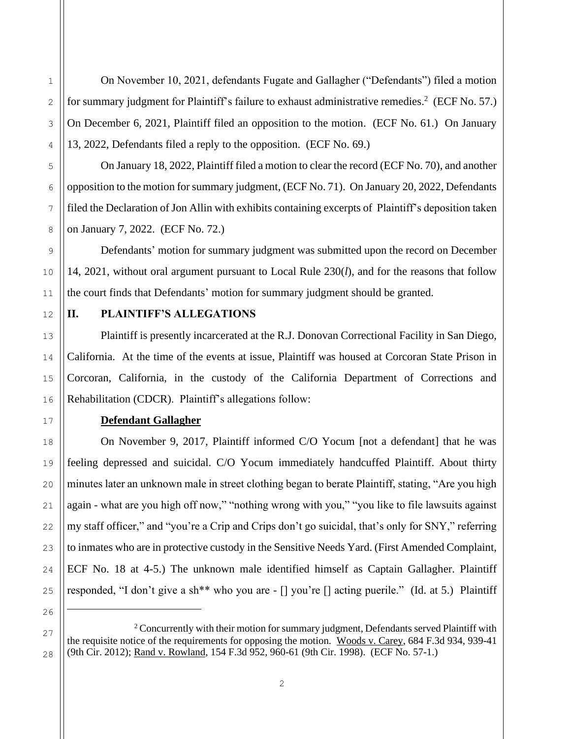On November 10, 2021, defendants Fugate and Gallagher ("Defendants") filed a motion for summary judgment for Plaintiff's failure to exhaust administrative remedies.[2] (ECF No. 57.) On December 6, 2021, Plaintiff filed an opposition to the motion. (ECF No. 61.) On January 13, 2022, Defendants filed a reply to the opposition. (ECF No. 69.)

On January 18, 2022, Plaintiff filed a motion to clear the record (ECF No. 70), and another opposition to the motion for summary judgment, (ECF No. 71). On January 20, 2022, Defendants filed the Declaration of Jon Allin with exhibits containing excerpts of Plaintiff's deposition taken on January 7, 2022. (ECF No. 72.)

Defendants' motion for summary judgment was submitted upon the record on December 14, 2021, without oral argument pursuant to Local Rule 230(*l*), and for the reasons that follow the court finds that Defendants' motion for summary judgment should be granted.

## II. PLAINTIFF'S ALLEGATIONS

Plaintiff is presently incarcerated at the R.J. Donovan Correctional Facility in San Diego, California. At the time of the events at issue, Plaintiff was housed at Corcoran State Prison in Corcoran, California, in the custody of the California Department of Corrections and Rehabilitation (CDCR). Plaintiff's allegations follow:

### Defendant Gallagher

On November 9, 2017, Plaintiff informed C/O Yocum [not a defendant] that he was feeling depressed and suicidal. C/O Yocum immediately handcuffed Plaintiff. About thirty minutes later an unknown male in street clothing began to berate Plaintiff, stating, "Are you high again - what are you high off now," "nothing wrong with you," "you like to file lawsuits against my staff officer," and "you're a Crip and Crips don't go suicidal, that's only for SNY," referring to inmates who are in protective custody in the Sensitive Needs Yard. (First Amended Complaint, ECF No. 18 at 4-5.) The unknown male identified himself as Captain Gallagher. Plaintiff responded, "I don't give a sh** who you are - [] you're [] acting puerile." (Id. at 5.) Plaintiff

---

[2] Concurrently with their motion for summary judgment, Defendants served Plaintiff with the requisite notice of the requirements for opposing the motion. Woods v. Carey, 684 F.3d 934, 939-41 (9th Cir. 2012); Rand v. Rowland, 154 F.3d 952, 960-61 (9th Cir. 1998). (ECF No. 57-1.)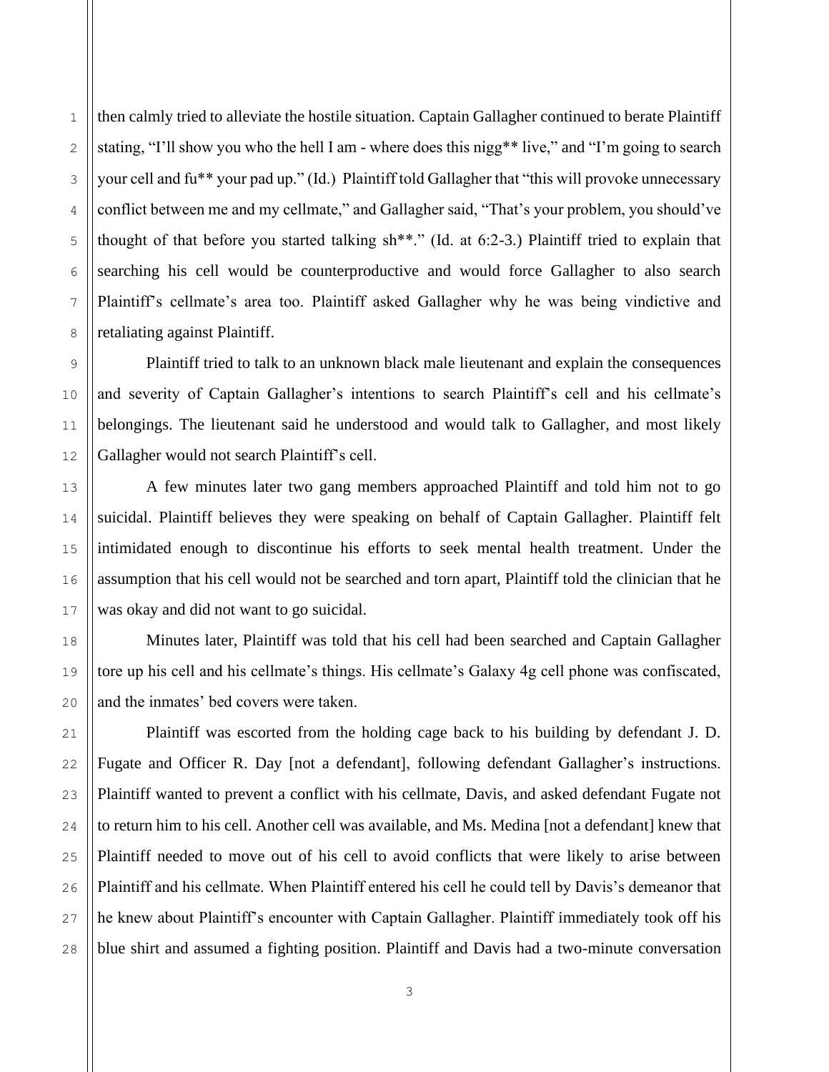then calmly tried to alleviate the hostile situation. Captain Gallagher continued to berate Plaintiff stating, "I'll show you who the hell I am - where does this nigg** live," and "I'm going to search your cell and fu** your pad up." (Id.) Plaintiff told Gallagher that "this will provoke unnecessary conflict between me and my cellmate," and Gallagher said, "That's your problem, you should've thought of that before you started talking sh**." (Id. at 6:2-3.) Plaintiff tried to explain that searching his cell would be counterproductive and would force Gallagher to also search Plaintiff's cellmate's area too. Plaintiff asked Gallagher why he was being vindictive and retaliating against Plaintiff.

Plaintiff tried to talk to an unknown black male lieutenant and explain the consequences and severity of Captain Gallagher's intentions to search Plaintiff's cell and his cellmate's belongings. The lieutenant said he understood and would talk to Gallagher, and most likely Gallagher would not search Plaintiff's cell.

A few minutes later two gang members approached Plaintiff and told him not to go suicidal. Plaintiff believes they were speaking on behalf of Captain Gallagher. Plaintiff felt intimidated enough to discontinue his efforts to seek mental health treatment. Under the assumption that his cell would not be searched and torn apart, Plaintiff told the clinician that he was okay and did not want to go suicidal.

Minutes later, Plaintiff was told that his cell had been searched and Captain Gallagher tore up his cell and his cellmate's things. His cellmate's Galaxy 4g cell phone was confiscated, and the inmates' bed covers were taken.

Plaintiff was escorted from the holding cage back to his building by defendant J. D. Fugate and Officer R. Day [not a defendant], following defendant Gallagher's instructions. Plaintiff wanted to prevent a conflict with his cellmate, Davis, and asked defendant Fugate not to return him to his cell. Another cell was available, and Ms. Medina [not a defendant] knew that Plaintiff needed to move out of his cell to avoid conflicts that were likely to arise between Plaintiff and his cellmate. When Plaintiff entered his cell he could tell by Davis's demeanor that he knew about Plaintiff's encounter with Captain Gallagher. Plaintiff immediately took off his blue shirt and assumed a fighting position. Plaintiff and Davis had a two-minute conversation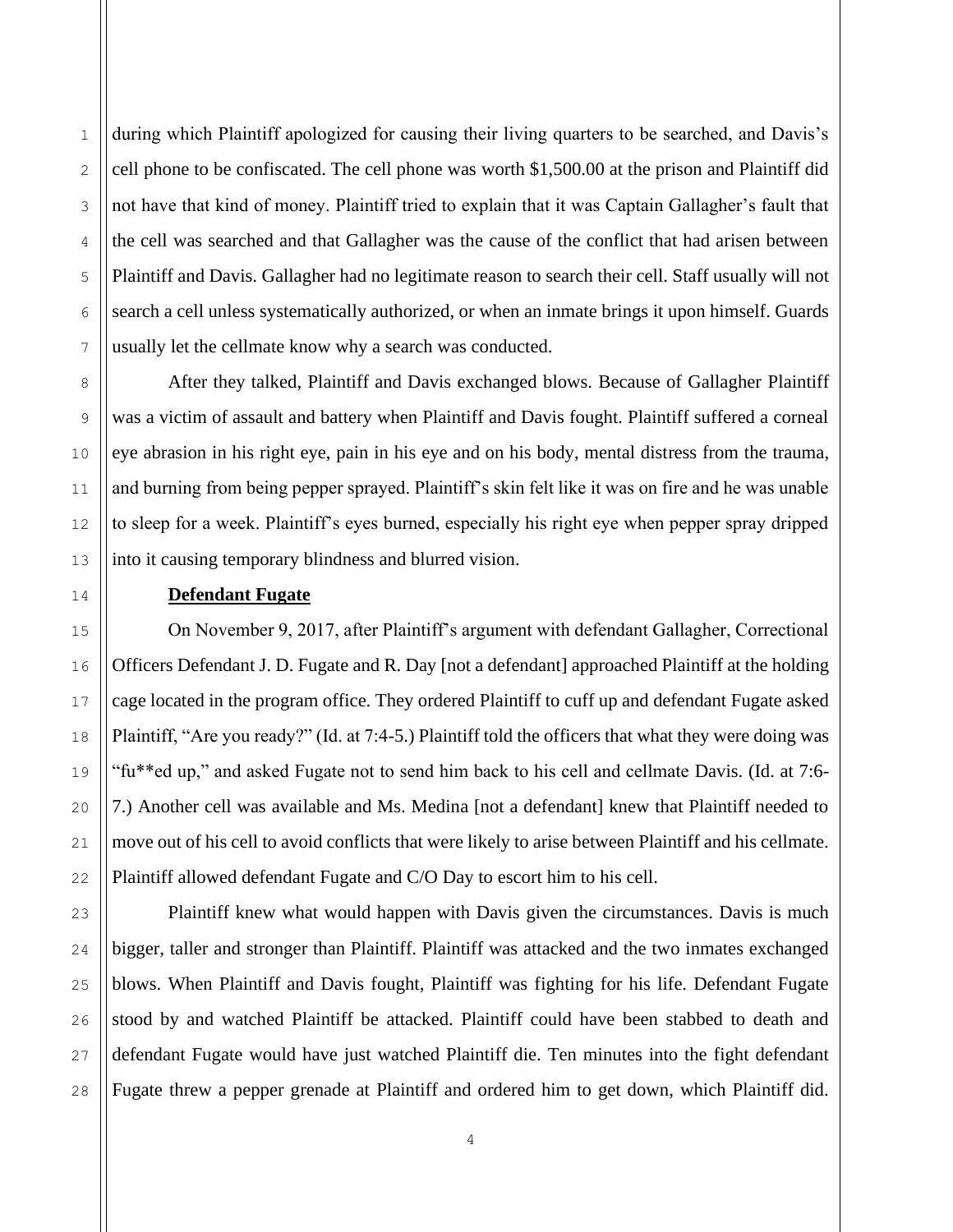during which Plaintiff apologized for causing their living quarters to be searched, and Davis's cell phone to be confiscated. The cell phone was worth $1,500.00 at the prison and Plaintiff did not have that kind of money. Plaintiff tried to explain that it was Captain Gallagher's fault that the cell was searched and that Gallagher was the cause of the conflict that had arisen between Plaintiff and Davis. Gallagher had no legitimate reason to search their cell. Staff usually will not search a cell unless systematically authorized, or when an inmate brings it upon himself. Guards usually let the cellmate know why a search was conducted.

After they talked, Plaintiff and Davis exchanged blows. Because of Gallagher Plaintiff was a victim of assault and battery when Plaintiff and Davis fought. Plaintiff suffered a corneal eye abrasion in his right eye, pain in his eye and on his body, mental distress from the trauma, and burning from being pepper sprayed. Plaintiff's skin felt like it was on fire and he was unable to sleep for a week. Plaintiff's eyes burned, especially his right eye when pepper spray dripped into it causing temporary blindness and blurred vision.

**Defendant Fugate**

On November 9, 2017, after Plaintiff's argument with defendant Gallagher, Correctional Officers Defendant J. D. Fugate and R. Day [not a defendant] approached Plaintiff at the holding cage located in the program office. They ordered Plaintiff to cuff up and defendant Fugate asked Plaintiff, "Are you ready?" (Id. at 7:4-5.) Plaintiff told the officers that what they were doing was "fu**ed up," and asked Fugate not to send him back to his cell and cellmate Davis. (Id. at 7:6-7.) Another cell was available and Ms. Medina [not a defendant] knew that Plaintiff needed to move out of his cell to avoid conflicts that were likely to arise between Plaintiff and his cellmate. Plaintiff allowed defendant Fugate and C/O Day to escort him to his cell.

Plaintiff knew what would happen with Davis given the circumstances. Davis is much bigger, taller and stronger than Plaintiff. Plaintiff was attacked and the two inmates exchanged blows. When Plaintiff and Davis fought, Plaintiff was fighting for his life. Defendant Fugate stood by and watched Plaintiff be attacked. Plaintiff could have been stabbed to death and defendant Fugate would have just watched Plaintiff die. Ten minutes into the fight defendant Fugate threw a pepper grenade at Plaintiff and ordered him to get down, which Plaintiff did.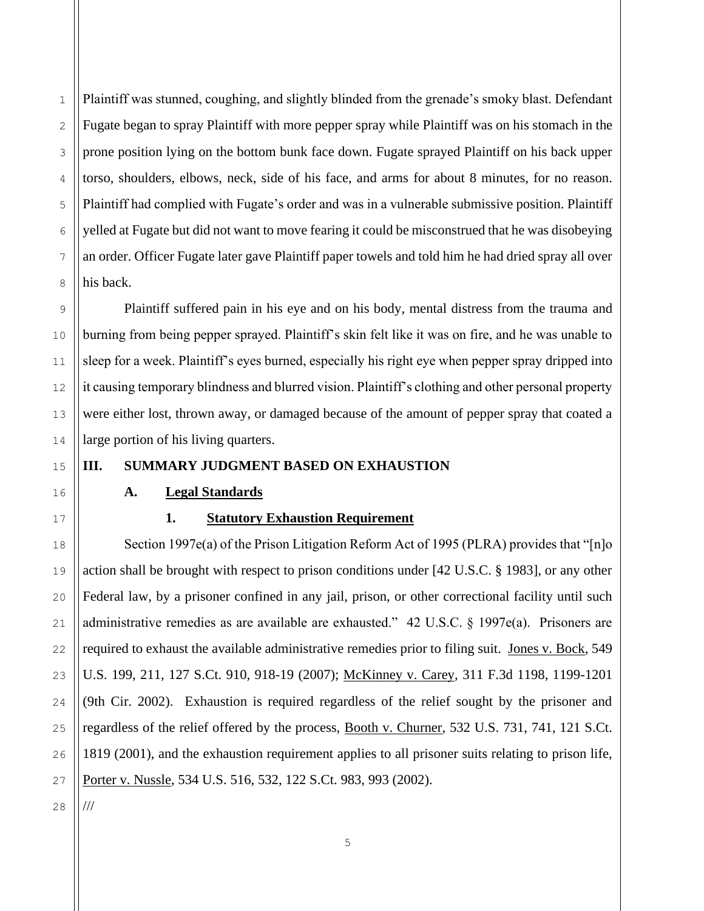Plaintiff was stunned, coughing, and slightly blinded from the grenade's smoky blast. Defendant Fugate began to spray Plaintiff with more pepper spray while Plaintiff was on his stomach in the prone position lying on the bottom bunk face down. Fugate sprayed Plaintiff on his back upper torso, shoulders, elbows, neck, side of his face, and arms for about 8 minutes, for no reason. Plaintiff had complied with Fugate's order and was in a vulnerable submissive position. Plaintiff yelled at Fugate but did not want to move fearing it could be misconstrued that he was disobeying an order. Officer Fugate later gave Plaintiff paper towels and told him he had dried spray all over his back.

Plaintiff suffered pain in his eye and on his body, mental distress from the trauma and burning from being pepper sprayed. Plaintiff's skin felt like it was on fire, and he was unable to sleep for a week. Plaintiff's eyes burned, especially his right eye when pepper spray dripped into it causing temporary blindness and blurred vision. Plaintiff's clothing and other personal property were either lost, thrown away, or damaged because of the amount of pepper spray that coated a large portion of his living quarters.

## III. SUMMARY JUDGMENT BASED ON EXHAUSTION

### A. Legal Standards

#### 1. Statutory Exhaustion Requirement

Section 1997e(a) of the Prison Litigation Reform Act of 1995 (PLRA) provides that "[n]o action shall be brought with respect to prison conditions under [42 U.S.C. § 1983], or any other Federal law, by a prisoner confined in any jail, prison, or other correctional facility until such administrative remedies as are available are exhausted." 42 U.S.C. § 1997e(a). Prisoners are required to exhaust the available administrative remedies prior to filing suit. Jones v. Bock, 549 U.S. 199, 211, 127 S.Ct. 910, 918-19 (2007); McKinney v. Carey, 311 F.3d 1198, 1199-1201 (9th Cir. 2002). Exhaustion is required regardless of the relief sought by the prisoner and regardless of the relief offered by the process, Booth v. Churner, 532 U.S. 731, 741, 121 S.Ct. 1819 (2001), and the exhaustion requirement applies to all prisoner suits relating to prison life, Porter v. Nussle, 534 U.S. 516, 532, 122 S.Ct. 983, 993 (2002).

///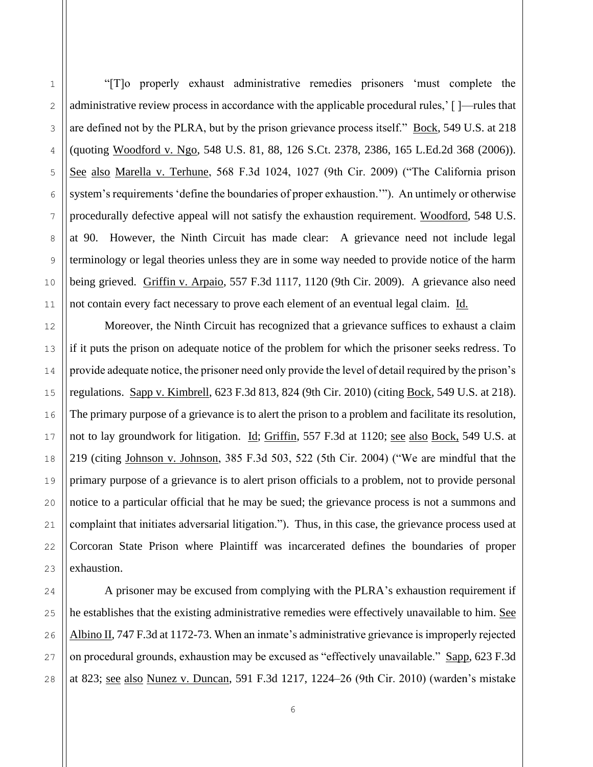"[T]o properly exhaust administrative remedies prisoners 'must complete the administrative review process in accordance with the applicable procedural rules,' [ ]—rules that are defined not by the PLRA, but by the prison grievance process itself." Bock, 549 U.S. at 218 (quoting Woodford v. Ngo, 548 U.S. 81, 88, 126 S.Ct. 2378, 2386, 165 L.Ed.2d 368 (2006)). See also Marella v. Terhune, 568 F.3d 1024, 1027 (9th Cir. 2009) ("The California prison system's requirements 'define the boundaries of proper exhaustion.'"). An untimely or otherwise procedurally defective appeal will not satisfy the exhaustion requirement. Woodford, 548 U.S. at 90. However, the Ninth Circuit has made clear: A grievance need not include legal terminology or legal theories unless they are in some way needed to provide notice of the harm being grieved. Griffin v. Arpaio, 557 F.3d 1117, 1120 (9th Cir. 2009). A grievance also need not contain every fact necessary to prove each element of an eventual legal claim. Id.

Moreover, the Ninth Circuit has recognized that a grievance suffices to exhaust a claim if it puts the prison on adequate notice of the problem for which the prisoner seeks redress. To provide adequate notice, the prisoner need only provide the level of detail required by the prison's regulations. Sapp v. Kimbrell, 623 F.3d 813, 824 (9th Cir. 2010) (citing Bock, 549 U.S. at 218). The primary purpose of a grievance is to alert the prison to a problem and facilitate its resolution, not to lay groundwork for litigation. Id; Griffin, 557 F.3d at 1120; see also Bock, 549 U.S. at 219 (citing Johnson v. Johnson, 385 F.3d 503, 522 (5th Cir. 2004) ("We are mindful that the primary purpose of a grievance is to alert prison officials to a problem, not to provide personal notice to a particular official that he may be sued; the grievance process is not a summons and complaint that initiates adversarial litigation."). Thus, in this case, the grievance process used at Corcoran State Prison where Plaintiff was incarcerated defines the boundaries of proper exhaustion.

A prisoner may be excused from complying with the PLRA's exhaustion requirement if he establishes that the existing administrative remedies were effectively unavailable to him. See Albino II, 747 F.3d at 1172-73. When an inmate's administrative grievance is improperly rejected on procedural grounds, exhaustion may be excused as "effectively unavailable." Sapp, 623 F.3d at 823; see also Nunez v. Duncan, 591 F.3d 1217, 1224–26 (9th Cir. 2010) (warden's mistake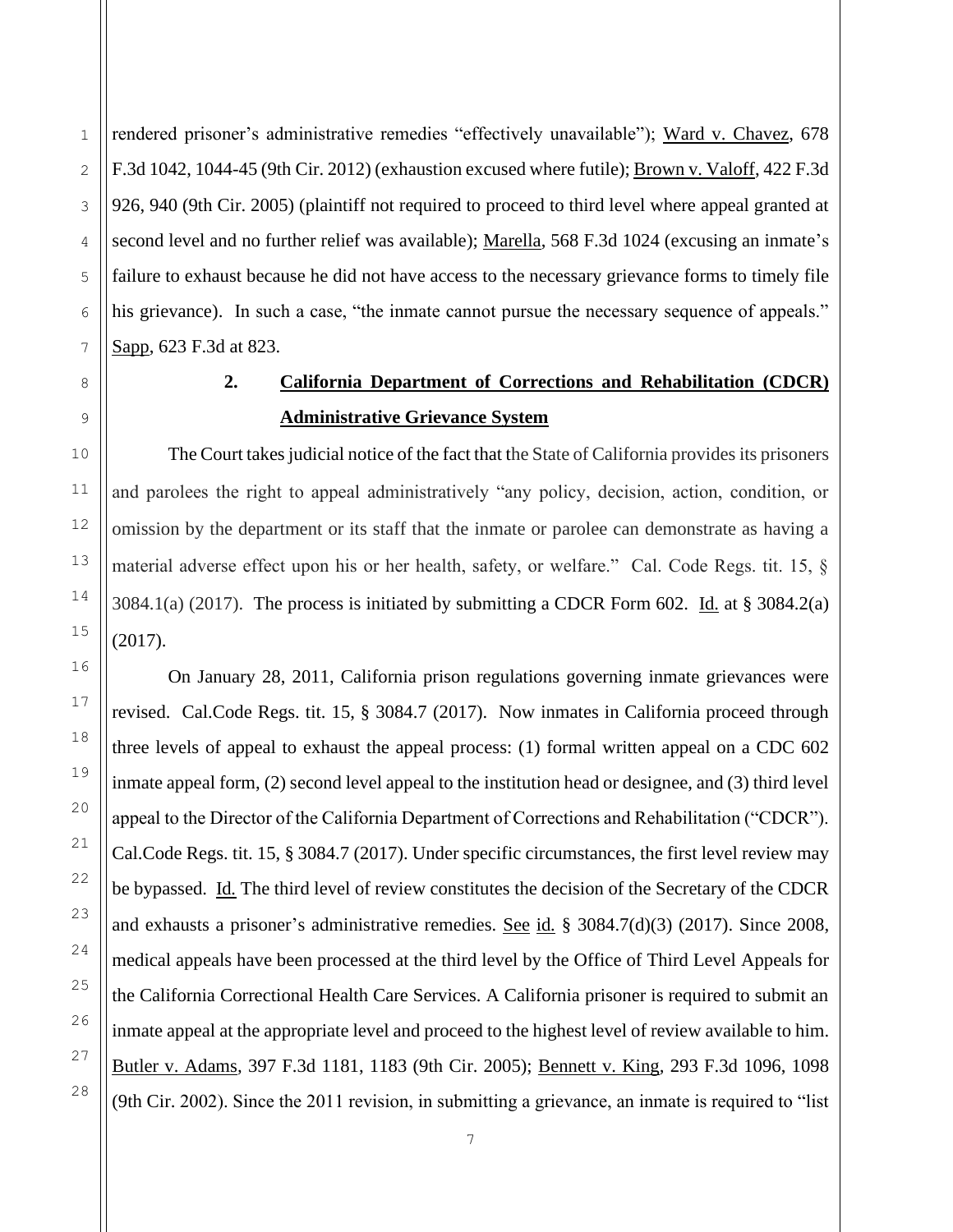rendered prisoner's administrative remedies "effectively unavailable"); Ward v. Chavez, 678 F.3d 1042, 1044-45 (9th Cir. 2012) (exhaustion excused where futile); Brown v. Valoff, 422 F.3d 926, 940 (9th Cir. 2005) (plaintiff not required to proceed to third level where appeal granted at second level and no further relief was available); Marella, 568 F.3d 1024 (excusing an inmate's failure to exhaust because he did not have access to the necessary grievance forms to timely file his grievance). In such a case, "the inmate cannot pursue the necessary sequence of appeals." Sapp, 623 F.3d at 823.

### 2. California Department of Corrections and Rehabilitation (CDCR) Administrative Grievance System

The Court takes judicial notice of the fact that the State of California provides its prisoners and parolees the right to appeal administratively "any policy, decision, action, condition, or omission by the department or its staff that the inmate or parolee can demonstrate as having a material adverse effect upon his or her health, safety, or welfare." Cal. Code Regs. tit. 15, § 3084.1(a) (2017). The process is initiated by submitting a CDCR Form 602. Id. at § 3084.2(a) (2017).

On January 28, 2011, California prison regulations governing inmate grievances were revised. Cal.Code Regs. tit. 15, § 3084.7 (2017). Now inmates in California proceed through three levels of appeal to exhaust the appeal process: (1) formal written appeal on a CDC 602 inmate appeal form, (2) second level appeal to the institution head or designee, and (3) third level appeal to the Director of the California Department of Corrections and Rehabilitation ("CDCR"). Cal.Code Regs. tit. 15, § 3084.7 (2017). Under specific circumstances, the first level review may be bypassed. Id. The third level of review constitutes the decision of the Secretary of the CDCR and exhausts a prisoner's administrative remedies. See id. § 3084.7(d)(3) (2017). Since 2008, medical appeals have been processed at the third level by the Office of Third Level Appeals for the California Correctional Health Care Services. A California prisoner is required to submit an inmate appeal at the appropriate level and proceed to the highest level of review available to him. Butler v. Adams, 397 F.3d 1181, 1183 (9th Cir. 2005); Bennett v. King, 293 F.3d 1096, 1098 (9th Cir. 2002). Since the 2011 revision, in submitting a grievance, an inmate is required to "list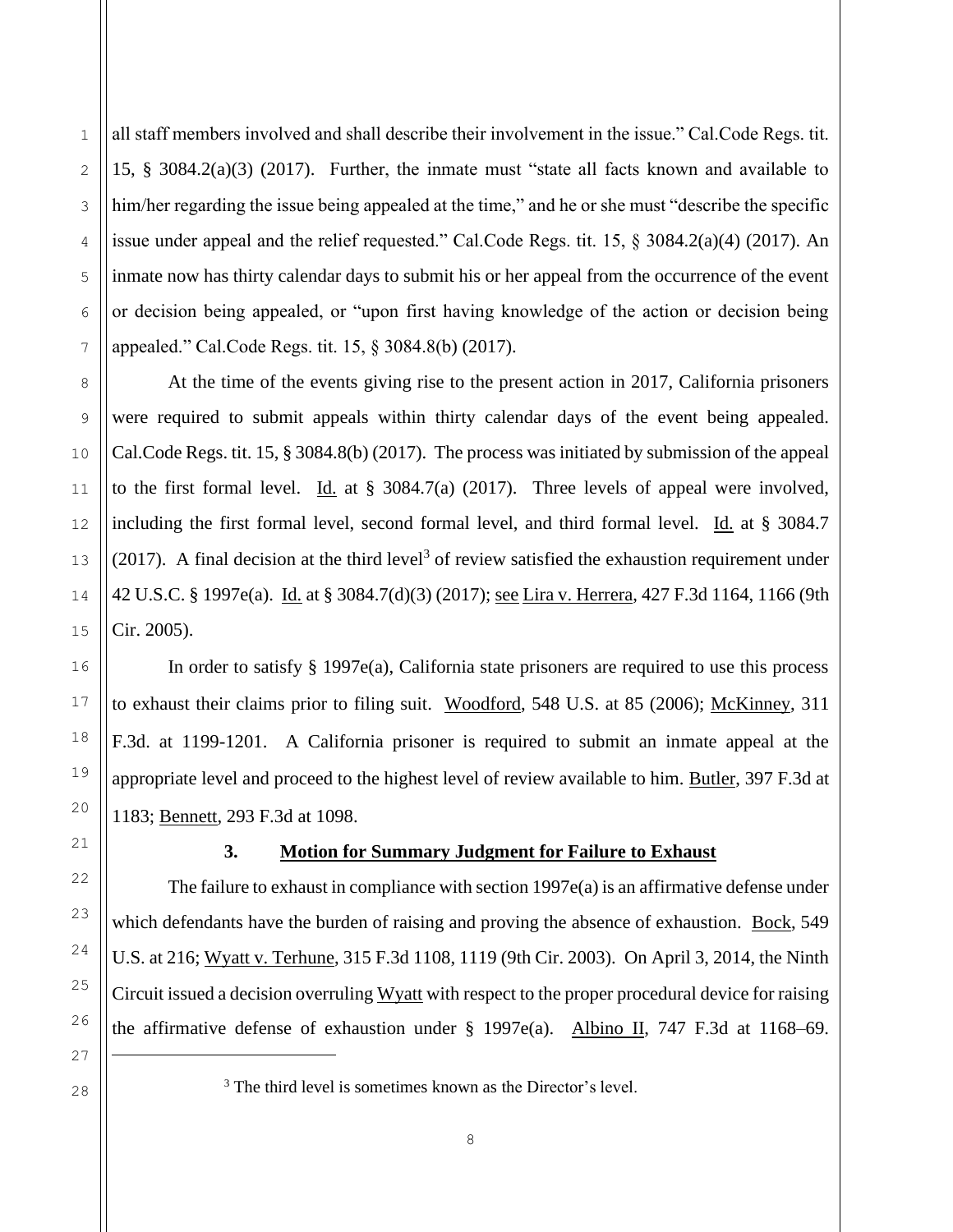all staff members involved and shall describe their involvement in the issue." Cal.Code Regs. tit. 15, § 3084.2(a)(3) (2017). Further, the inmate must "state all facts known and available to him/her regarding the issue being appealed at the time," and he or she must "describe the specific issue under appeal and the relief requested." Cal.Code Regs. tit. 15, § 3084.2(a)(4) (2017). An inmate now has thirty calendar days to submit his or her appeal from the occurrence of the event or decision being appealed, or "upon first having knowledge of the action or decision being appealed." Cal.Code Regs. tit. 15, § 3084.8(b) (2017).

At the time of the events giving rise to the present action in 2017, California prisoners were required to submit appeals within thirty calendar days of the event being appealed. Cal.Code Regs. tit. 15, § 3084.8(b) (2017). The process was initiated by submission of the appeal to the first formal level. Id. at § 3084.7(a) (2017). Three levels of appeal were involved, including the first formal level, second formal level, and third formal level. Id. at § 3084.7 (2017). A final decision at the third level[3] of review satisfied the exhaustion requirement under 42 U.S.C. § 1997e(a). Id. at § 3084.7(d)(3) (2017); see Lira v. Herrera, 427 F.3d 1164, 1166 (9th Cir. 2005).

In order to satisfy § 1997e(a), California state prisoners are required to use this process to exhaust their claims prior to filing suit. Woodford, 548 U.S. at 85 (2006); McKinney, 311 F.3d. at 1199-1201. A California prisoner is required to submit an inmate appeal at the appropriate level and proceed to the highest level of review available to him. Butler, 397 F.3d at 1183; Bennett, 293 F.3d at 1098.

### 3. Motion for Summary Judgment for Failure to Exhaust

The failure to exhaust in compliance with section 1997e(a) is an affirmative defense under which defendants have the burden of raising and proving the absence of exhaustion. Bock, 549 U.S. at 216; Wyatt v. Terhune, 315 F.3d 1108, 1119 (9th Cir. 2003). On April 3, 2014, the Ninth Circuit issued a decision overruling Wyatt with respect to the proper procedural device for raising the affirmative defense of exhaustion under § 1997e(a). Albino II, 747 F.3d at 1168–69.

[3] The third level is sometimes known as the Director's level.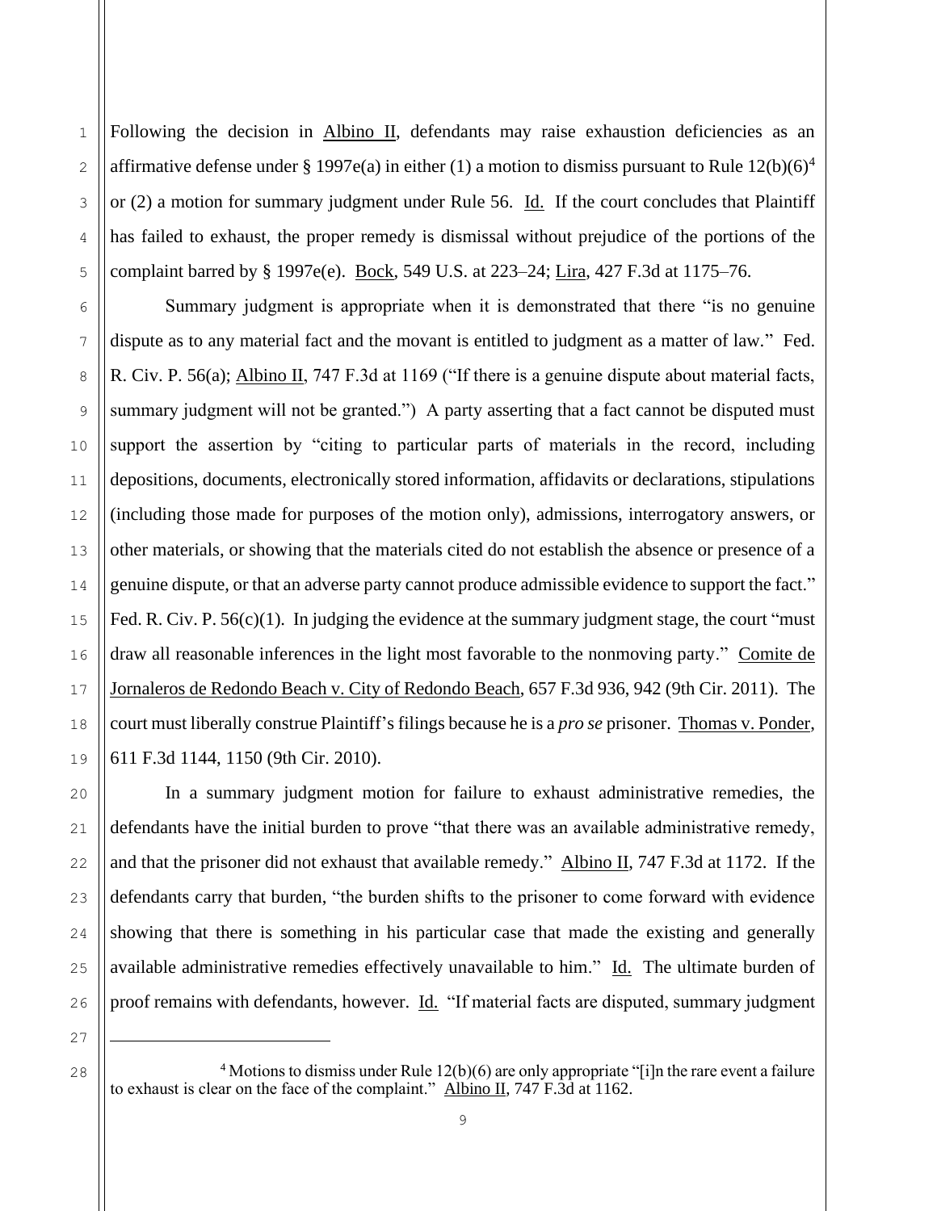Following the decision in Albino II, defendants may raise exhaustion deficiencies as an affirmative defense under § 1997e(a) in either (1) a motion to dismiss pursuant to Rule 12(b)(6)[4] or (2) a motion for summary judgment under Rule 56. Id. If the court concludes that Plaintiff has failed to exhaust, the proper remedy is dismissal without prejudice of the portions of the complaint barred by § 1997e(e). Bock, 549 U.S. at 223–24; Lira, 427 F.3d at 1175–76.

Summary judgment is appropriate when it is demonstrated that there "is no genuine dispute as to any material fact and the movant is entitled to judgment as a matter of law." Fed. R. Civ. P. 56(a); Albino II, 747 F.3d at 1169 ("If there is a genuine dispute about material facts, summary judgment will not be granted.") A party asserting that a fact cannot be disputed must support the assertion by "citing to particular parts of materials in the record, including depositions, documents, electronically stored information, affidavits or declarations, stipulations (including those made for purposes of the motion only), admissions, interrogatory answers, or other materials, or showing that the materials cited do not establish the absence or presence of a genuine dispute, or that an adverse party cannot produce admissible evidence to support the fact." Fed. R. Civ. P. 56(c)(1). In judging the evidence at the summary judgment stage, the court "must draw all reasonable inferences in the light most favorable to the nonmoving party." Comite de Jornaleros de Redondo Beach v. City of Redondo Beach, 657 F.3d 936, 942 (9th Cir. 2011). The court must liberally construe Plaintiff's filings because he is a *pro se* prisoner. Thomas v. Ponder, 611 F.3d 1144, 1150 (9th Cir. 2010).

In a summary judgment motion for failure to exhaust administrative remedies, the defendants have the initial burden to prove "that there was an available administrative remedy, and that the prisoner did not exhaust that available remedy." Albino II, 747 F.3d at 1172. If the defendants carry that burden, "the burden shifts to the prisoner to come forward with evidence showing that there is something in his particular case that made the existing and generally available administrative remedies effectively unavailable to him." Id. The ultimate burden of proof remains with defendants, however. Id. "If material facts are disputed, summary judgment

---

[4] Motions to dismiss under Rule 12(b)(6) are only appropriate "[i]n the rare event a failure to exhaust is clear on the face of the complaint." Albino II, 747 F.3d at 1162.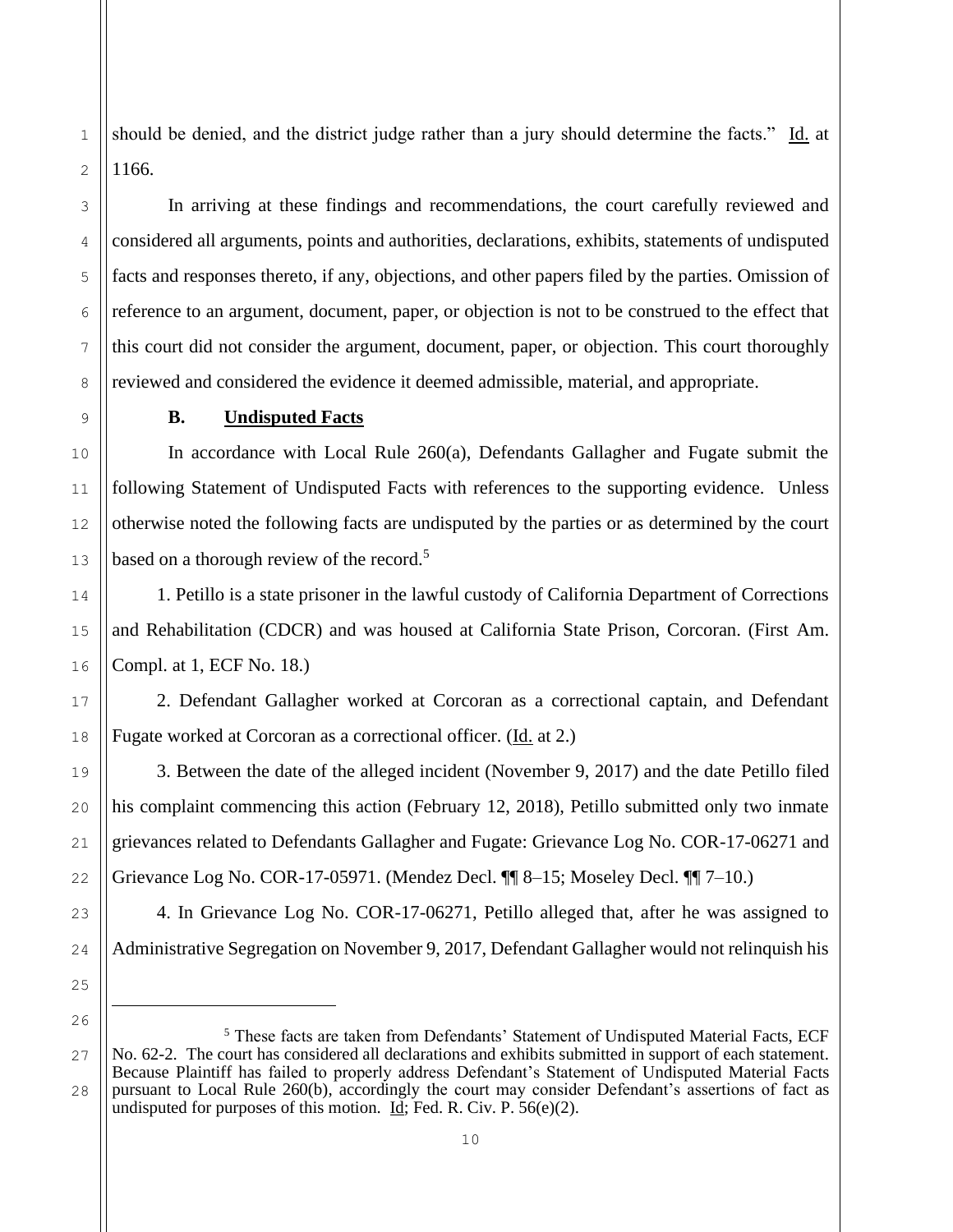should be denied, and the district judge rather than a jury should determine the facts." Id. at 1166.

In arriving at these findings and recommendations, the court carefully reviewed and considered all arguments, points and authorities, declarations, exhibits, statements of undisputed facts and responses thereto, if any, objections, and other papers filed by the parties. Omission of reference to an argument, document, paper, or objection is not to be construed to the effect that this court did not consider the argument, document, paper, or objection. This court thoroughly reviewed and considered the evidence it deemed admissible, material, and appropriate.

**B. Undisputed Facts**

In accordance with Local Rule 260(a), Defendants Gallagher and Fugate submit the following Statement of Undisputed Facts with references to the supporting evidence. Unless otherwise noted the following facts are undisputed by the parties or as determined by the court based on a thorough review of the record.[5]

1. Petillo is a state prisoner in the lawful custody of California Department of Corrections and Rehabilitation (CDCR) and was housed at California State Prison, Corcoran. (First Am. Compl. at 1, ECF No. 18.)

2. Defendant Gallagher worked at Corcoran as a correctional captain, and Defendant Fugate worked at Corcoran as a correctional officer. (Id. at 2.)

3. Between the date of the alleged incident (November 9, 2017) and the date Petillo filed his complaint commencing this action (February 12, 2018), Petillo submitted only two inmate grievances related to Defendants Gallagher and Fugate: Grievance Log No. COR-17-06271 and Grievance Log No. COR-17-05971. (Mendez Decl. ¶¶ 8–15; Moseley Decl. ¶¶ 7–10.)

4. In Grievance Log No. COR-17-06271, Petillo alleged that, after he was assigned to Administrative Segregation on November 9, 2017, Defendant Gallagher would not relinquish his

---

[5] These facts are taken from Defendants' Statement of Undisputed Material Facts, ECF No. 62-2. The court has considered all declarations and exhibits submitted in support of each statement. Because Plaintiff has failed to properly address Defendant's Statement of Undisputed Material Facts pursuant to Local Rule 260(b), accordingly the court may consider Defendant's assertions of fact as undisputed for purposes of this motion. Id; Fed. R. Civ. P. 56(e)(2).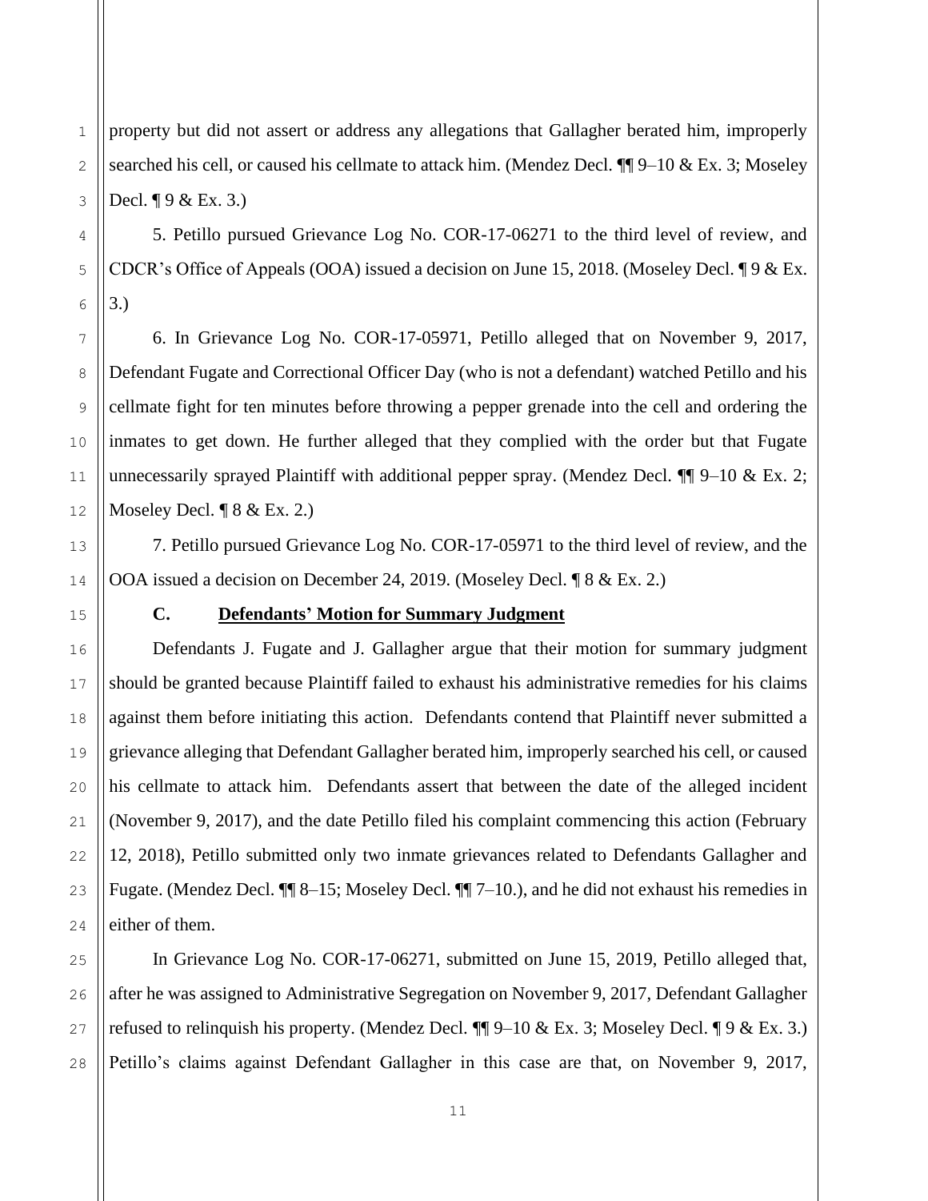property but did not assert or address any allegations that Gallagher berated him, improperly searched his cell, or caused his cellmate to attack him. (Mendez Decl. ¶¶ 9–10 & Ex. 3; Moseley Decl. ¶ 9 & Ex. 3.)

5. Petillo pursued Grievance Log No. COR-17-06271 to the third level of review, and CDCR's Office of Appeals (OOA) issued a decision on June 15, 2018. (Moseley Decl. ¶ 9 & Ex. 3.)

6. In Grievance Log No. COR-17-05971, Petillo alleged that on November 9, 2017, Defendant Fugate and Correctional Officer Day (who is not a defendant) watched Petillo and his cellmate fight for ten minutes before throwing a pepper grenade into the cell and ordering the inmates to get down. He further alleged that they complied with the order but that Fugate unnecessarily sprayed Plaintiff with additional pepper spray. (Mendez Decl. ¶¶ 9–10 & Ex. 2; Moseley Decl. ¶ 8 & Ex. 2.)

7. Petillo pursued Grievance Log No. COR-17-05971 to the third level of review, and the OOA issued a decision on December 24, 2019. (Moseley Decl. ¶ 8 & Ex. 2.)

### C. Defendants' Motion for Summary Judgment

Defendants J. Fugate and J. Gallagher argue that their motion for summary judgment should be granted because Plaintiff failed to exhaust his administrative remedies for his claims against them before initiating this action. Defendants contend that Plaintiff never submitted a grievance alleging that Defendant Gallagher berated him, improperly searched his cell, or caused his cellmate to attack him. Defendants assert that between the date of the alleged incident (November 9, 2017), and the date Petillo filed his complaint commencing this action (February 12, 2018), Petillo submitted only two inmate grievances related to Defendants Gallagher and Fugate. (Mendez Decl. ¶¶ 8–15; Moseley Decl. ¶¶ 7–10.), and he did not exhaust his remedies in either of them.

In Grievance Log No. COR-17-06271, submitted on June 15, 2019, Petillo alleged that, after he was assigned to Administrative Segregation on November 9, 2017, Defendant Gallagher refused to relinquish his property. (Mendez Decl. ¶¶ 9–10 & Ex. 3; Moseley Decl. ¶ 9 & Ex. 3.) Petillo's claims against Defendant Gallagher in this case are that, on November 9, 2017,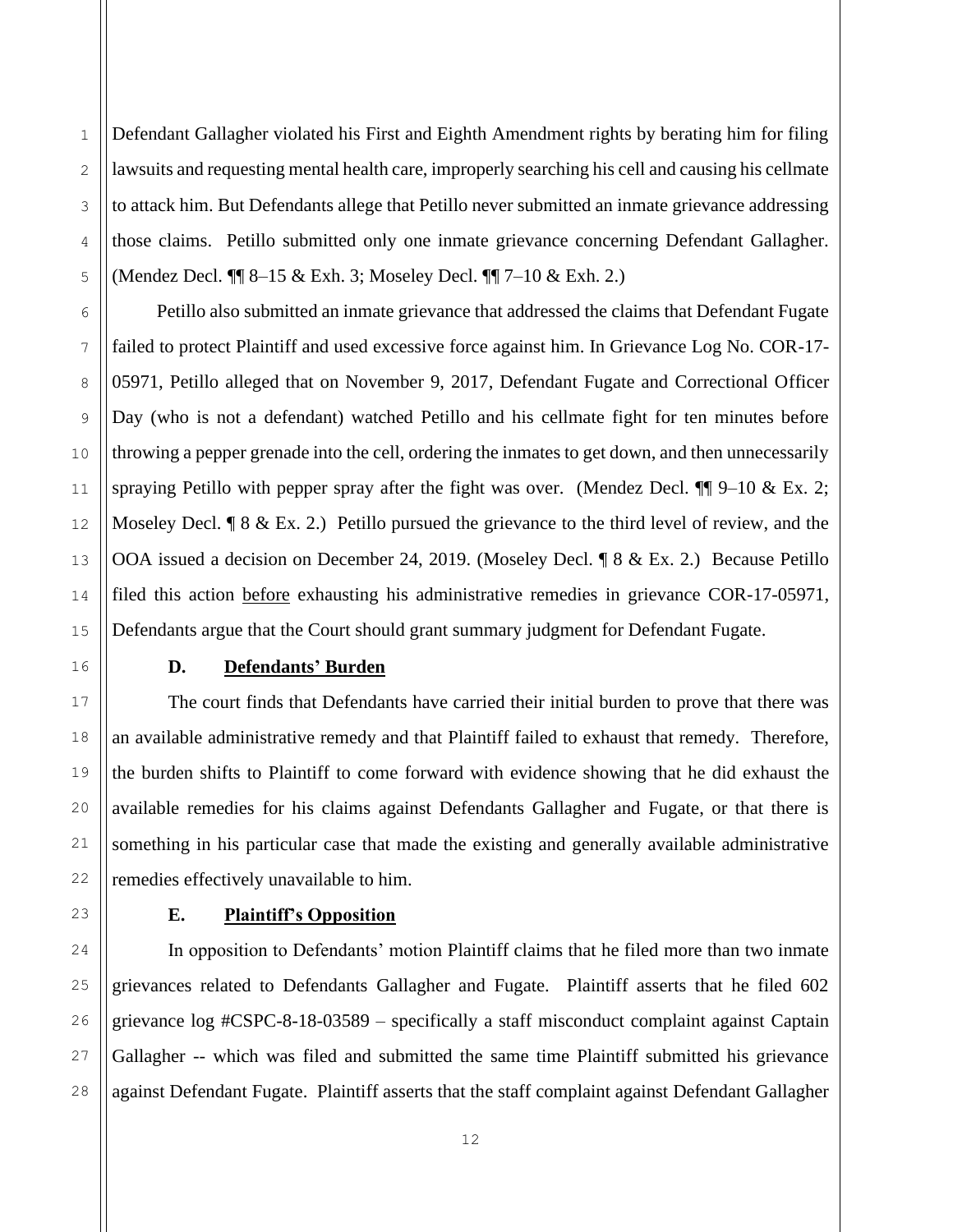Defendant Gallagher violated his First and Eighth Amendment rights by berating him for filing lawsuits and requesting mental health care, improperly searching his cell and causing his cellmate to attack him. But Defendants allege that Petillo never submitted an inmate grievance addressing those claims. Petillo submitted only one inmate grievance concerning Defendant Gallagher. (Mendez Decl. ¶¶ 8–15 & Exh. 3; Moseley Decl. ¶¶ 7–10 & Exh. 2.)

Petillo also submitted an inmate grievance that addressed the claims that Defendant Fugate failed to protect Plaintiff and used excessive force against him. In Grievance Log No. COR-17-05971, Petillo alleged that on November 9, 2017, Defendant Fugate and Correctional Officer Day (who is not a defendant) watched Petillo and his cellmate fight for ten minutes before throwing a pepper grenade into the cell, ordering the inmates to get down, and then unnecessarily spraying Petillo with pepper spray after the fight was over. (Mendez Decl. ¶¶ 9–10 & Ex. 2; Moseley Decl. ¶ 8 & Ex. 2.) Petillo pursued the grievance to the third level of review, and the OOA issued a decision on December 24, 2019. (Moseley Decl. ¶ 8 & Ex. 2.) Because Petillo filed this action <u>before</u> exhausting his administrative remedies in grievance COR-17-05971, Defendants argue that the Court should grant summary judgment for Defendant Fugate.

### D. <u>Defendants' Burden</u>

The court finds that Defendants have carried their initial burden to prove that there was an available administrative remedy and that Plaintiff failed to exhaust that remedy. Therefore, the burden shifts to Plaintiff to come forward with evidence showing that he did exhaust the available remedies for his claims against Defendants Gallagher and Fugate, or that there is something in his particular case that made the existing and generally available administrative remedies effectively unavailable to him.

### E. <u>Plaintiff's Opposition</u>

In opposition to Defendants' motion Plaintiff claims that he filed more than two inmate grievances related to Defendants Gallagher and Fugate. Plaintiff asserts that he filed 602 grievance log #CSPC-8-18-03589 – specifically a staff misconduct complaint against Captain Gallagher -- which was filed and submitted the same time Plaintiff submitted his grievance against Defendant Fugate. Plaintiff asserts that the staff complaint against Defendant Gallagher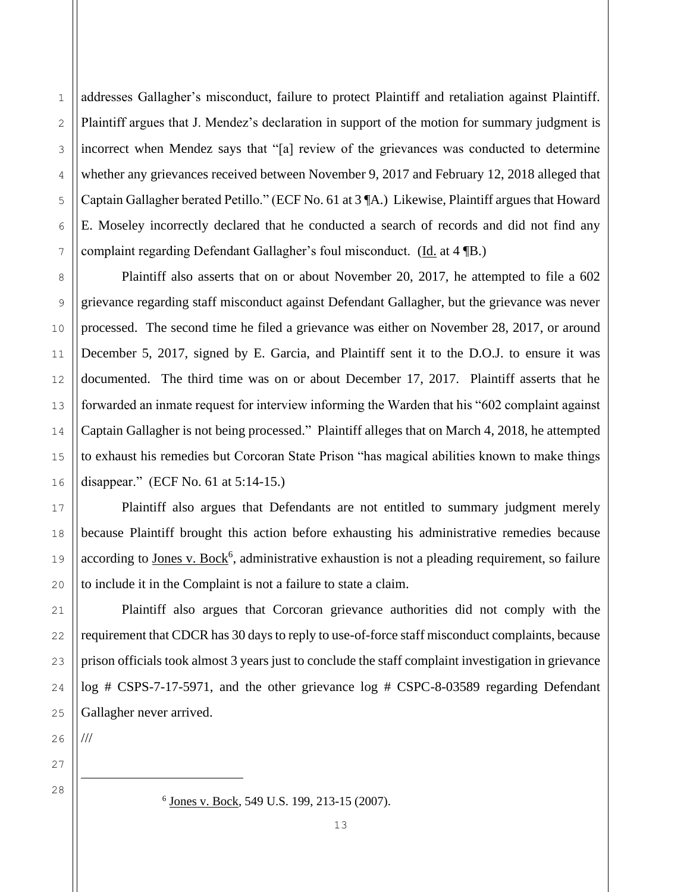addresses Gallagher's misconduct, failure to protect Plaintiff and retaliation against Plaintiff. Plaintiff argues that J. Mendez's declaration in support of the motion for summary judgment is incorrect when Mendez says that "[a] review of the grievances was conducted to determine whether any grievances received between November 9, 2017 and February 12, 2018 alleged that Captain Gallagher berated Petillo." (ECF No. 61 at 3 ¶A.) Likewise, Plaintiff argues that Howard E. Moseley incorrectly declared that he conducted a search of records and did not find any complaint regarding Defendant Gallagher's foul misconduct. (Id. at 4 ¶B.)

Plaintiff also asserts that on or about November 20, 2017, he attempted to file a 602 grievance regarding staff misconduct against Defendant Gallagher, but the grievance was never processed. The second time he filed a grievance was either on November 28, 2017, or around December 5, 2017, signed by E. Garcia, and Plaintiff sent it to the D.O.J. to ensure it was documented. The third time was on or about December 17, 2017. Plaintiff asserts that he forwarded an inmate request for interview informing the Warden that his "602 complaint against Captain Gallagher is not being processed." Plaintiff alleges that on March 4, 2018, he attempted to exhaust his remedies but Corcoran State Prison "has magical abilities known to make things disappear." (ECF No. 61 at 5:14-15.)

Plaintiff also argues that Defendants are not entitled to summary judgment merely because Plaintiff brought this action before exhausting his administrative remedies because according to Jones v. Bock[6], administrative exhaustion is not a pleading requirement, so failure to include it in the Complaint is not a failure to state a claim.

Plaintiff also argues that Corcoran grievance authorities did not comply with the requirement that CDCR has 30 days to reply to use-of-force staff misconduct complaints, because prison officials took almost 3 years just to conclude the staff complaint investigation in grievance log # CSPS-7-17-5971, and the other grievance log # CSPC-8-03589 regarding Defendant Gallagher never arrived.

///

---

[6] Jones v. Bock, 549 U.S. 199, 213-15 (2007).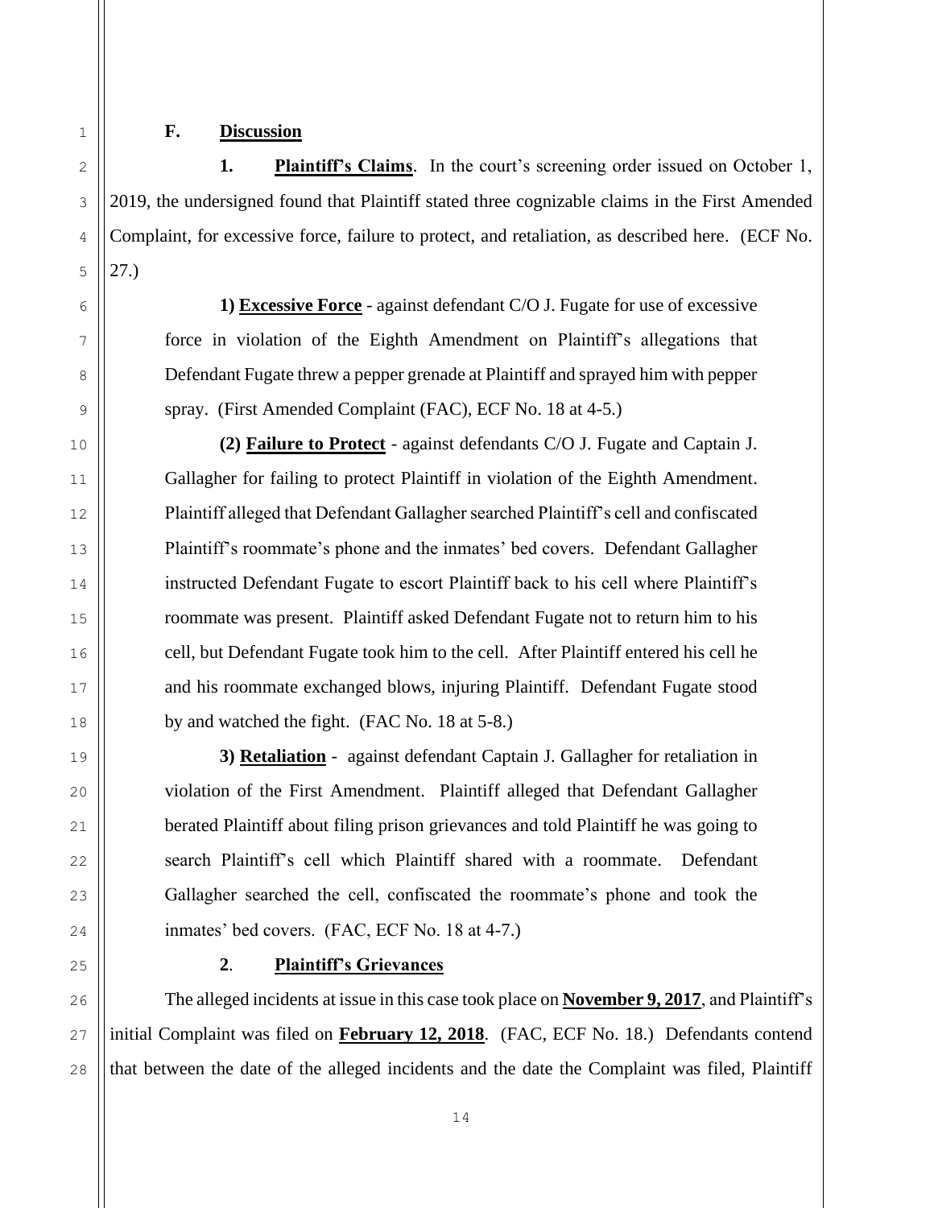### F. Discussion

**1. Plaintiff's Claims**. In the court's screening order issued on October 1, 2019, the undersigned found that Plaintiff stated three cognizable claims in the First Amended Complaint, for excessive force, failure to protect, and retaliation, as described here. (ECF No. 27.)

> **1) Excessive Force** - against defendant C/O J. Fugate for use of excessive force in violation of the Eighth Amendment on Plaintiff's allegations that Defendant Fugate threw a pepper grenade at Plaintiff and sprayed him with pepper spray. (First Amended Complaint (FAC), ECF No. 18 at 4-5.)
>
> **(2) Failure to Protect** - against defendants C/O J. Fugate and Captain J. Gallagher for failing to protect Plaintiff in violation of the Eighth Amendment. Plaintiff alleged that Defendant Gallagher searched Plaintiff's cell and confiscated Plaintiff's roommate's phone and the inmates' bed covers. Defendant Gallagher instructed Defendant Fugate to escort Plaintiff back to his cell where Plaintiff's roommate was present. Plaintiff asked Defendant Fugate not to return him to his cell, but Defendant Fugate took him to the cell. After Plaintiff entered his cell he and his roommate exchanged blows, injuring Plaintiff. Defendant Fugate stood by and watched the fight. (FAC No. 18 at 5-8.)
>
> **3) Retaliation** - against defendant Captain J. Gallagher for retaliation in violation of the First Amendment. Plaintiff alleged that Defendant Gallagher berated Plaintiff about filing prison grievances and told Plaintiff he was going to search Plaintiff's cell which Plaintiff shared with a roommate. Defendant Gallagher searched the cell, confiscated the roommate's phone and took the inmates' bed covers. (FAC, ECF No. 18 at 4-7.)

**2. Plaintiff's Grievances**

The alleged incidents at issue in this case took place on **November 9, 2017**, and Plaintiff's initial Complaint was filed on **February 12, 2018**. (FAC, ECF No. 18.) Defendants contend that between the date of the alleged incidents and the date the Complaint was filed, Plaintiff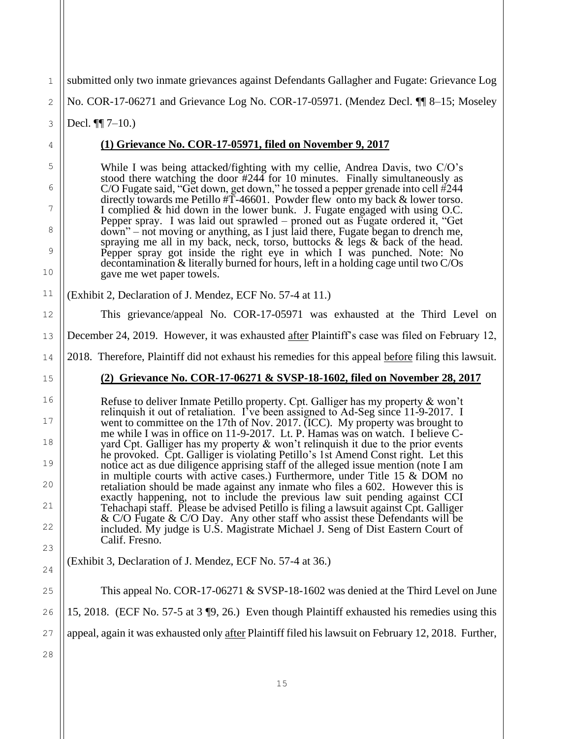submitted only two inmate grievances against Defendants Gallagher and Fugate: Grievance Log No. COR-17-06271 and Grievance Log No. COR-17-05971. (Mendez Decl. ¶¶ 8–15; Moseley Decl. ¶¶ 7–10.)

**(1) Grievance No. COR-17-05971, filed on November 9, 2017**

> While I was being attacked/fighting with my cellie, Andrea Davis, two C/O's stood there watching the door #244 for 10 minutes. Finally simultaneously as C/O Fugate said, "Get down, get down," he tossed a pepper grenade into cell #244 directly towards me Petillo #T-46601. Powder flew onto my back & lower torso. I complied & hid down in the lower bunk. J. Fugate engaged with using O.C. Pepper spray. I was laid out sprawled – proned out as Fugate ordered it, "Get down" – not moving or anything, as I just laid there, Fugate began to drench me, spraying me all in my back, neck, torso, buttocks & legs & back of the head. Pepper spray got inside the right eye in which I was punched. Note: No decontamination & literally burned for hours, left in a holding cage until two C/Os gave me wet paper towels.

(Exhibit 2, Declaration of J. Mendez, ECF No. 57-4 at 11.)

This grievance/appeal No. COR-17-05971 was exhausted at the Third Level on December 24, 2019. However, it was exhausted <u>after</u> Plaintiff's case was filed on February 12, 2018. Therefore, Plaintiff did not exhaust his remedies for this appeal <u>before</u> filing this lawsuit.

**(2) Grievance No. COR-17-06271 & SVSP-18-1602, filed on November 28, 2017**

> Refuse to deliver Inmate Petillo property. Cpt. Galliger has my property & won't relinquish it out of retaliation. I've been assigned to Ad-Seg since 11-9-2017. I went to committee on the 17th of Nov. 2017. (ICC). My property was brought to me while I was in office on 11-9-2017. Lt. P. Hamas was on watch. I believe C-yard Cpt. Galliger has my property & won't relinquish it due to the prior events he provoked. Cpt. Galliger is violating Petillo's 1st Amend Const right. Let this notice act as due diligence apprising staff of the alleged issue mention (note I am in multiple courts with active cases.) Furthermore, under Title 15 & DOM no retaliation should be made against any inmate who files a 602. However this is exactly happening, not to include the previous law suit pending against CCI Tehachapi staff. Please be advised Petillo is filing a lawsuit against Cpt. Galliger & C/O Fugate & C/O Day. Any other staff who assist these Defendants will be included. My judge is U.S. Magistrate Michael J. Seng of Dist Eastern Court of Calif. Fresno.

(Exhibit 3, Declaration of J. Mendez, ECF No. 57-4 at 36.)

This appeal No. COR-17-06271 & SVSP-18-1602 was denied at the Third Level on June 15, 2018. (ECF No. 57-5 at 3 ¶9, 26.) Even though Plaintiff exhausted his remedies using this appeal, again it was exhausted only <u>after</u> Plaintiff filed his lawsuit on February 12, 2018. Further,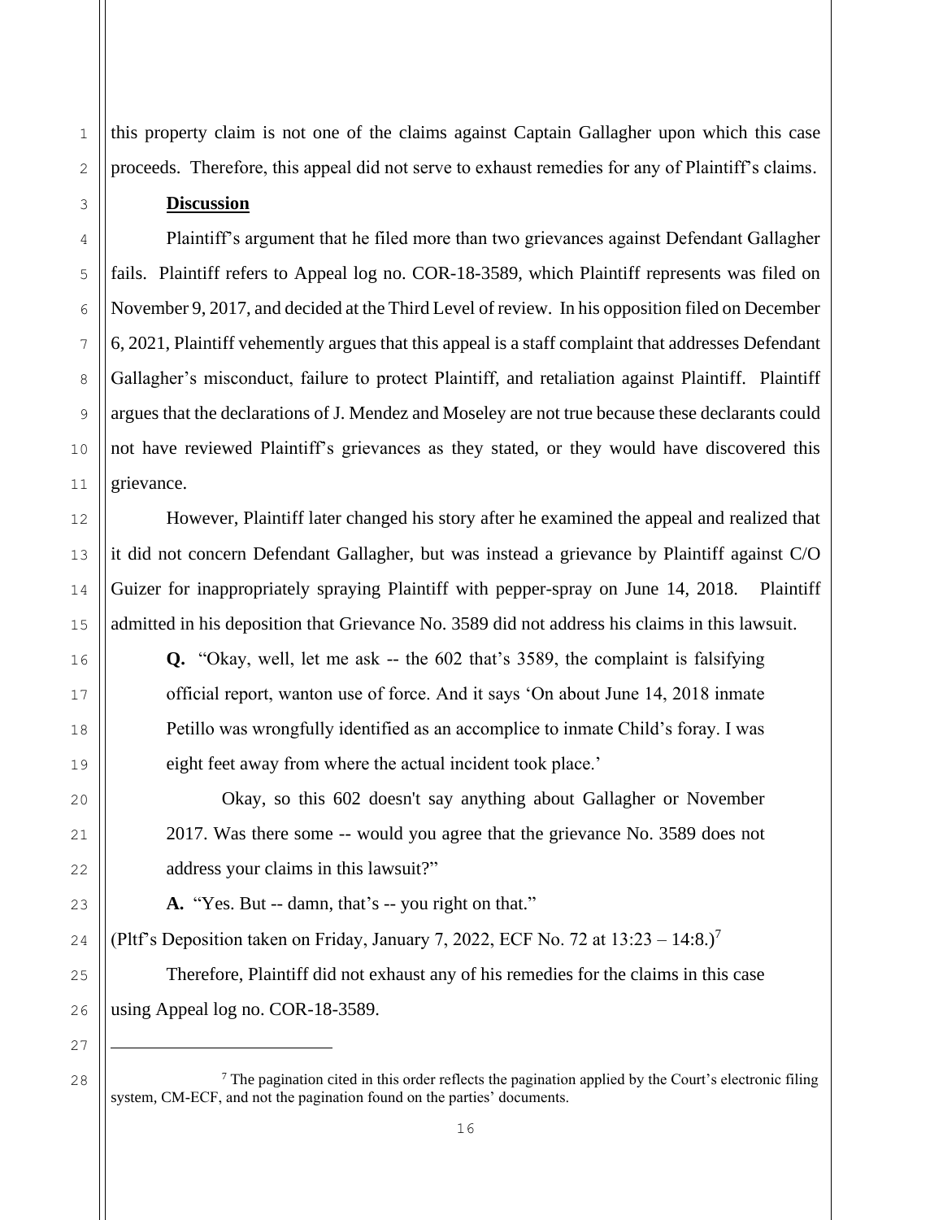this property claim is not one of the claims against Captain Gallagher upon which this case proceeds. Therefore, this appeal did not serve to exhaust remedies for any of Plaintiff's claims.

**Discussion**

Plaintiff's argument that he filed more than two grievances against Defendant Gallagher fails. Plaintiff refers to Appeal log no. COR-18-3589, which Plaintiff represents was filed on November 9, 2017, and decided at the Third Level of review. In his opposition filed on December 6, 2021, Plaintiff vehemently argues that this appeal is a staff complaint that addresses Defendant Gallagher's misconduct, failure to protect Plaintiff, and retaliation against Plaintiff. Plaintiff argues that the declarations of J. Mendez and Moseley are not true because these declarants could not have reviewed Plaintiff's grievances as they stated, or they would have discovered this grievance.

However, Plaintiff later changed his story after he examined the appeal and realized that it did not concern Defendant Gallagher, but was instead a grievance by Plaintiff against C/O Guizer for inappropriately spraying Plaintiff with pepper-spray on June 14, 2018. Plaintiff admitted in his deposition that Grievance No. 3589 did not address his claims in this lawsuit.

> **Q.** "Okay, well, let me ask -- the 602 that's 3589, the complaint is falsifying official report, wanton use of force. And it says 'On about June 14, 2018 inmate Petillo was wrongfully identified as an accomplice to inmate Child's foray. I was eight feet away from where the actual incident took place.'
>
> Okay, so this 602 doesn't say anything about Gallagher or November 2017. Was there some -- would you agree that the grievance No. 3589 does not address your claims in this lawsuit?"
>
> **A.** "Yes. But -- damn, that's -- you right on that."

(Pltf's Deposition taken on Friday, January 7, 2022, ECF No. 72 at 13:23 – 14:8.)[7]

Therefore, Plaintiff did not exhaust any of his remedies for the claims in this case using Appeal log no. COR-18-3589.

---

[7] The pagination cited in this order reflects the pagination applied by the Court's electronic filing system, CM-ECF, and not the pagination found on the parties' documents.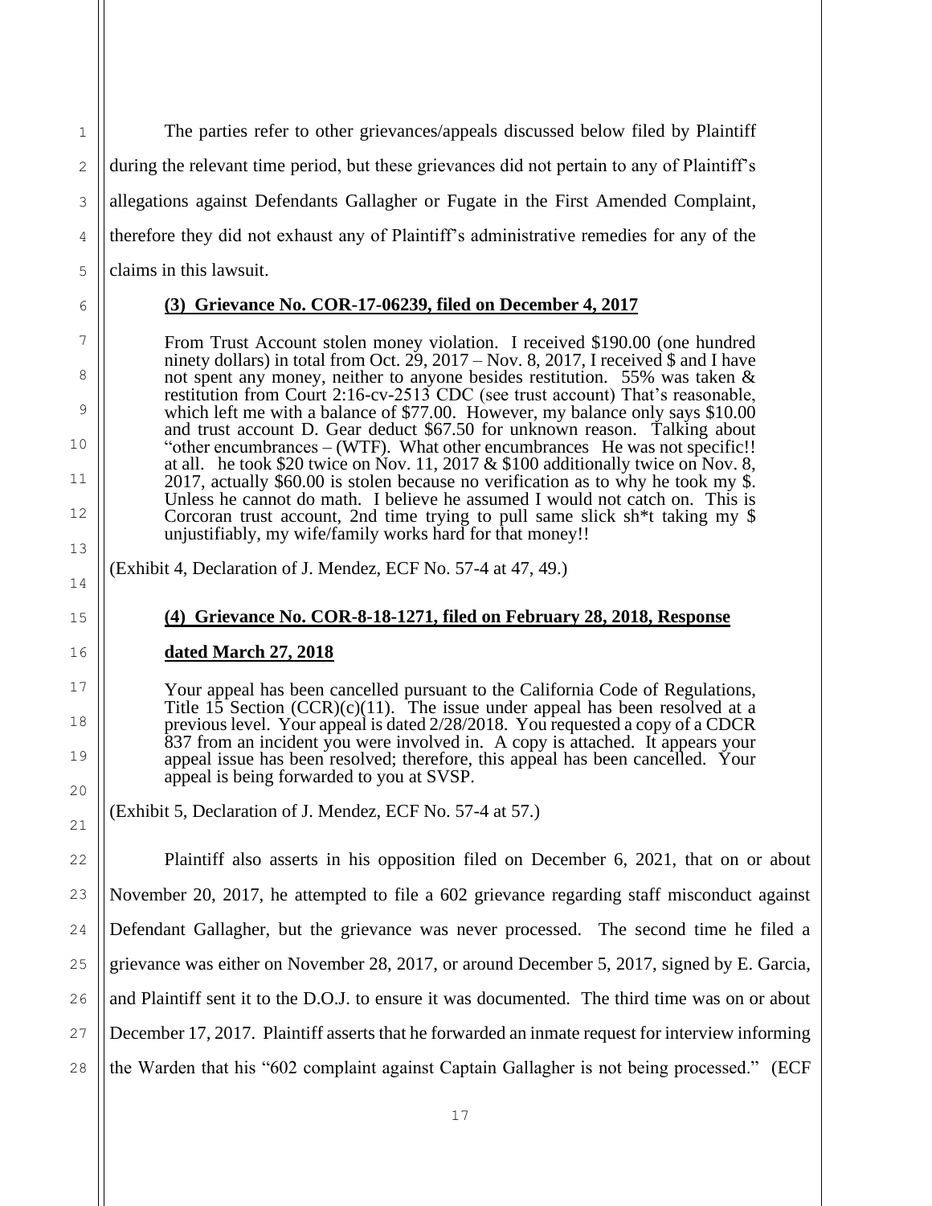The parties refer to other grievances/appeals discussed below filed by Plaintiff during the relevant time period, but these grievances did not pertain to any of Plaintiff's allegations against Defendants Gallagher or Fugate in the First Amended Complaint, therefore they did not exhaust any of Plaintiff's administrative remedies for any of the claims in this lawsuit.

**(3) Grievance No. COR-17-06239, filed on December 4, 2017**

> From Trust Account stolen money violation. I received \$190.00 (one hundred ninety dollars) in total from Oct. 29, 2017 – Nov. 8, 2017, I received \$ and I have not spent any money, neither to anyone besides restitution. 55% was taken & restitution from Court 2:16-cv-2513 CDC (see trust account) That's reasonable, which left me with a balance of \$77.00. However, my balance only says \$10.00 and trust account D. Gear deduct \$67.50 for unknown reason. Talking about "other encumbrances – (WTF). What other encumbrances He was not specific!! at all. he took \$20 twice on Nov. 11, 2017 & \$100 additionally twice on Nov. 8, 2017, actually \$60.00 is stolen because no verification as to why he took my \$. Unless he cannot do math. I believe he assumed I would not catch on. This is Corcoran trust account, 2nd time trying to pull same slick sh*t taking my \$ unjustifiably, my wife/family works hard for that money!!

(Exhibit 4, Declaration of J. Mendez, ECF No. 57-4 at 47, 49.)

**(4) Grievance No. COR-8-18-1271, filed on February 28, 2018, Response dated March 27, 2018**

> Your appeal has been cancelled pursuant to the California Code of Regulations, Title 15 Section (CCR)(c)(11). The issue under appeal has been resolved at a previous level. Your appeal is dated 2/28/2018. You requested a copy of a CDCR 837 from an incident you were involved in. A copy is attached. It appears your appeal issue has been resolved; therefore, this appeal has been cancelled. Your appeal is being forwarded to you at SVSP.

(Exhibit 5, Declaration of J. Mendez, ECF No. 57-4 at 57.)

Plaintiff also asserts in his opposition filed on December 6, 2021, that on or about November 20, 2017, he attempted to file a 602 grievance regarding staff misconduct against Defendant Gallagher, but the grievance was never processed. The second time he filed a grievance was either on November 28, 2017, or around December 5, 2017, signed by E. Garcia, and Plaintiff sent it to the D.O.J. to ensure it was documented. The third time was on or about December 17, 2017. Plaintiff asserts that he forwarded an inmate request for interview informing the Warden that his "602 complaint against Captain Gallagher is not being processed." (ECF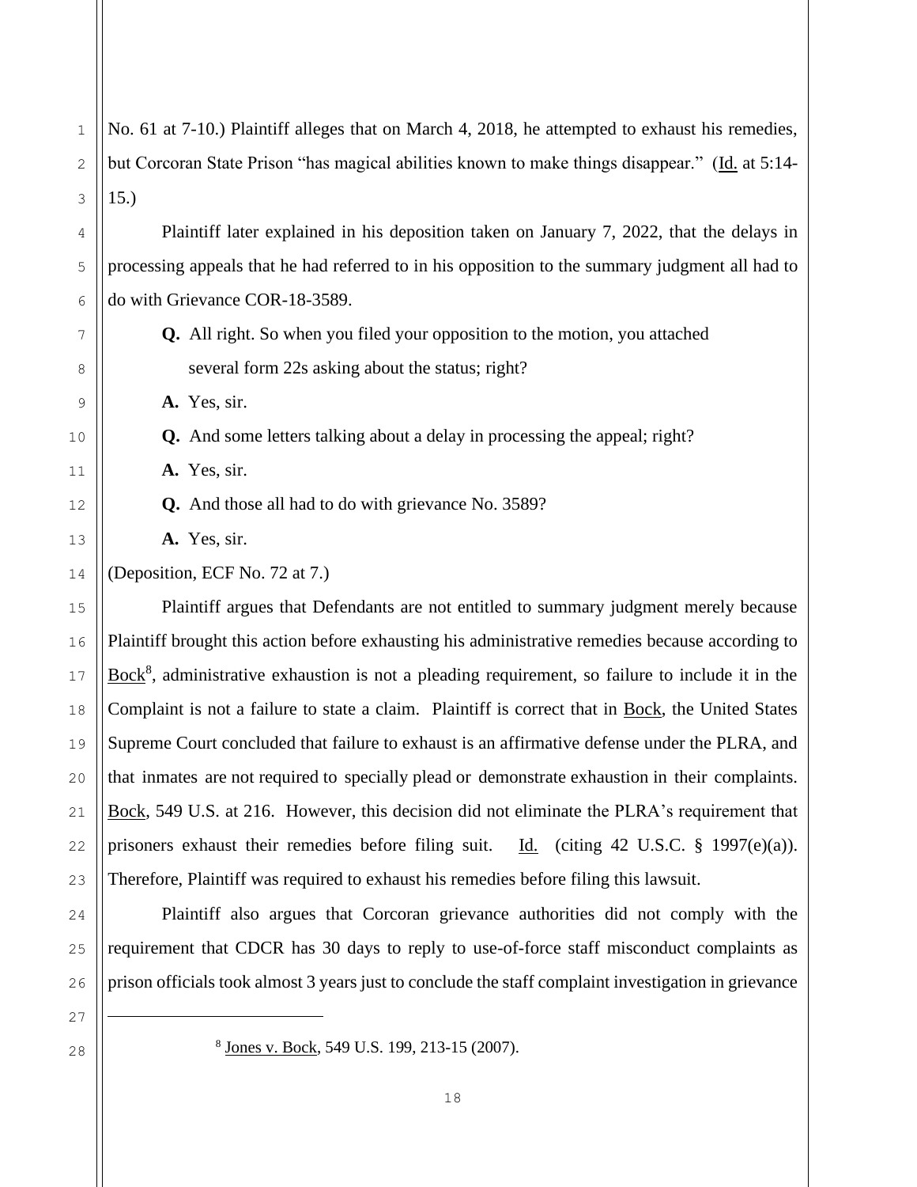No. 61 at 7-10.) Plaintiff alleges that on March 4, 2018, he attempted to exhaust his remedies, but Corcoran State Prison "has magical abilities known to make things disappear." (Id. at 5:14-15.)

Plaintiff later explained in his deposition taken on January 7, 2022, that the delays in processing appeals that he had referred to in his opposition to the summary judgment all had to do with Grievance COR-18-3589.

> **Q.** All right. So when you filed your opposition to the motion, you attached several form 22s asking about the status; right?
>
> **A.** Yes, sir.
>
> **Q.** And some letters talking about a delay in processing the appeal; right?
>
> **A.** Yes, sir.
>
> **Q.** And those all had to do with grievance No. 3589?
>
> **A.** Yes, sir.

(Deposition, ECF No. 72 at 7.)

Plaintiff argues that Defendants are not entitled to summary judgment merely because Plaintiff brought this action before exhausting his administrative remedies because according to Bock[8], administrative exhaustion is not a pleading requirement, so failure to include it in the Complaint is not a failure to state a claim. Plaintiff is correct that in Bock, the United States Supreme Court concluded that failure to exhaust is an affirmative defense under the PLRA, and that inmates are not required to specially plead or demonstrate exhaustion in their complaints. Bock, 549 U.S. at 216. However, this decision did not eliminate the PLRA's requirement that prisoners exhaust their remedies before filing suit. Id. (citing 42 U.S.C. § 1997(e)(a)). Therefore, Plaintiff was required to exhaust his remedies before filing this lawsuit.

Plaintiff also argues that Corcoran grievance authorities did not comply with the requirement that CDCR has 30 days to reply to use-of-force staff misconduct complaints as prison officials took almost 3 years just to conclude the staff complaint investigation in grievance

---

[8] Jones v. Bock, 549 U.S. 199, 213-15 (2007).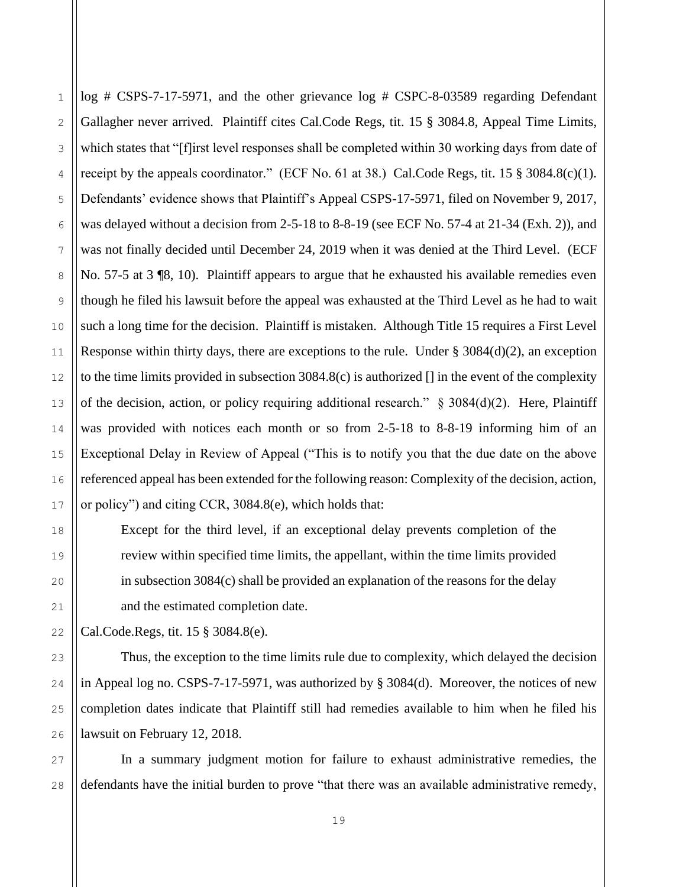log # CSPS-7-17-5971, and the other grievance log # CSPC-8-03589 regarding Defendant Gallagher never arrived. Plaintiff cites Cal.Code Regs, tit. 15 § 3084.8, Appeal Time Limits, which states that "[f]irst level responses shall be completed within 30 working days from date of receipt by the appeals coordinator." (ECF No. 61 at 38.) Cal.Code Regs, tit. 15 § 3084.8(c)(1). Defendants' evidence shows that Plaintiff's Appeal CSPS-17-5971, filed on November 9, 2017, was delayed without a decision from 2-5-18 to 8-8-19 (see ECF No. 57-4 at 21-34 (Exh. 2)), and was not finally decided until December 24, 2019 when it was denied at the Third Level. (ECF No. 57-5 at 3 ¶8, 10). Plaintiff appears to argue that he exhausted his available remedies even though he filed his lawsuit before the appeal was exhausted at the Third Level as he had to wait such a long time for the decision. Plaintiff is mistaken. Although Title 15 requires a First Level Response within thirty days, there are exceptions to the rule. Under § 3084(d)(2), an exception to the time limits provided in subsection 3084.8(c) is authorized [] in the event of the complexity of the decision, action, or policy requiring additional research." § 3084(d)(2). Here, Plaintiff was provided with notices each month or so from 2-5-18 to 8-8-19 informing him of an Exceptional Delay in Review of Appeal ("This is to notify you that the due date on the above referenced appeal has been extended for the following reason: Complexity of the decision, action, or policy") and citing CCR, 3084.8(e), which holds that:

> Except for the third level, if an exceptional delay prevents completion of the review within specified time limits, the appellant, within the time limits provided in subsection 3084(c) shall be provided an explanation of the reasons for the delay and the estimated completion date.

Cal.Code.Regs, tit. 15 § 3084.8(e).

Thus, the exception to the time limits rule due to complexity, which delayed the decision in Appeal log no. CSPS-7-17-5971, was authorized by § 3084(d). Moreover, the notices of new completion dates indicate that Plaintiff still had remedies available to him when he filed his lawsuit on February 12, 2018.

In a summary judgment motion for failure to exhaust administrative remedies, the defendants have the initial burden to prove "that there was an available administrative remedy,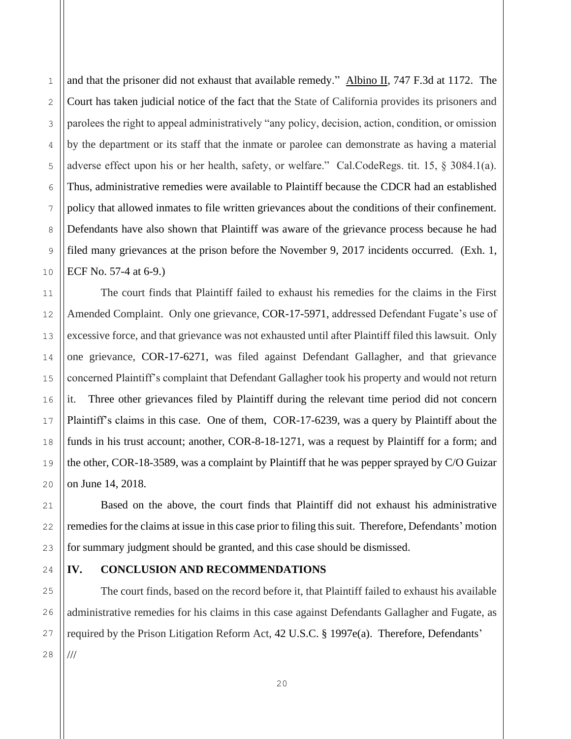and that the prisoner did not exhaust that available remedy." Albino II, 747 F.3d at 1172. The Court has taken judicial notice of the fact that the State of California provides its prisoners and parolees the right to appeal administratively "any policy, decision, action, condition, or omission by the department or its staff that the inmate or parolee can demonstrate as having a material adverse effect upon his or her health, safety, or welfare." Cal.CodeRegs. tit. 15, § 3084.1(a). Thus, administrative remedies were available to Plaintiff because the CDCR had an established policy that allowed inmates to file written grievances about the conditions of their confinement. Defendants have also shown that Plaintiff was aware of the grievance process because he had filed many grievances at the prison before the November 9, 2017 incidents occurred. (Exh. 1, ECF No. 57-4 at 6-9.)

The court finds that Plaintiff failed to exhaust his remedies for the claims in the First Amended Complaint. Only one grievance, COR-17-5971, addressed Defendant Fugate's use of excessive force, and that grievance was not exhausted until after Plaintiff filed this lawsuit. Only one grievance, COR-17-6271, was filed against Defendant Gallagher, and that grievance concerned Plaintiff's complaint that Defendant Gallagher took his property and would not return it. Three other grievances filed by Plaintiff during the relevant time period did not concern Plaintiff's claims in this case. One of them, COR-17-6239, was a query by Plaintiff about the funds in his trust account; another, COR-8-18-1271, was a request by Plaintiff for a form; and the other, COR-18-3589, was a complaint by Plaintiff that he was pepper sprayed by C/O Guizar on June 14, 2018.

Based on the above, the court finds that Plaintiff did not exhaust his administrative remedies for the claims at issue in this case prior to filing this suit. Therefore, Defendants' motion for summary judgment should be granted, and this case should be dismissed.

## IV. CONCLUSION AND RECOMMENDATIONS

The court finds, based on the record before it, that Plaintiff failed to exhaust his available administrative remedies for his claims in this case against Defendants Gallagher and Fugate, as required by the Prison Litigation Reform Act, 42 U.S.C. § 1997e(a). Therefore, Defendants'

///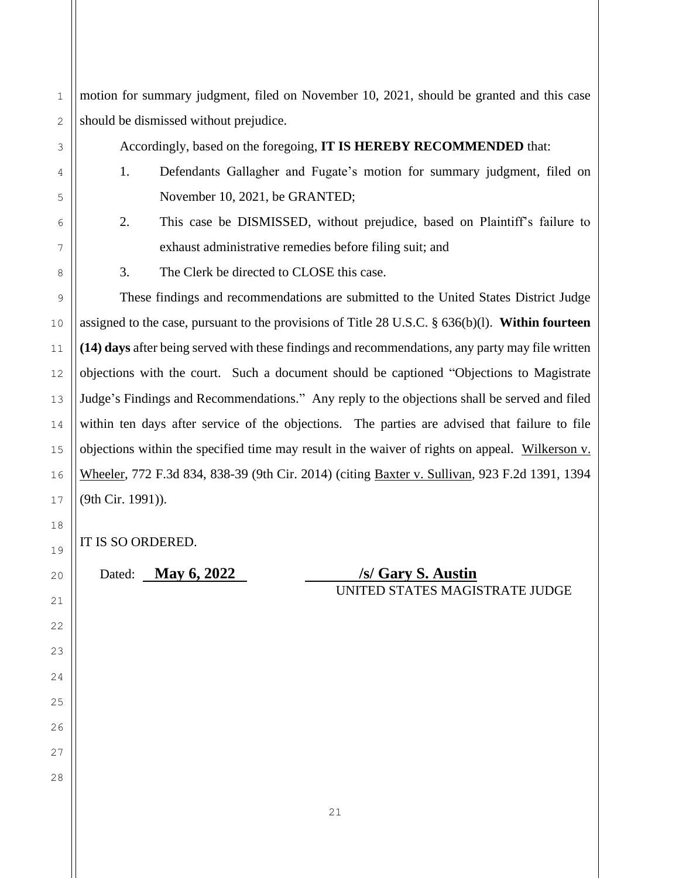motion for summary judgment, filed on November 10, 2021, should be granted and this case should be dismissed without prejudice.

Accordingly, based on the foregoing, **IT IS HEREBY RECOMMENDED** that:

1. Defendants Gallagher and Fugate's motion for summary judgment, filed on November 10, 2021, be GRANTED;
2. This case be DISMISSED, without prejudice, based on Plaintiff's failure to exhaust administrative remedies before filing suit; and
3. The Clerk be directed to CLOSE this case.

These findings and recommendations are submitted to the United States District Judge assigned to the case, pursuant to the provisions of Title 28 U.S.C. § 636(b)(l). **Within fourteen (14) days** after being served with these findings and recommendations, any party may file written objections with the court. Such a document should be captioned "Objections to Magistrate Judge's Findings and Recommendations." Any reply to the objections shall be served and filed within ten days after service of the objections. The parties are advised that failure to file objections within the specified time may result in the waiver of rights on appeal. Wilkerson v. Wheeler, 772 F.3d 834, 838-39 (9th Cir. 2014) (citing Baxter v. Sullivan, 923 F.2d 1391, 1394 (9th Cir. 1991)).

IT IS SO ORDERED.

Dated: **May 6, 2022**

**/s/ Gary S. Austin**
UNITED STATES MAGISTRATE JUDGE